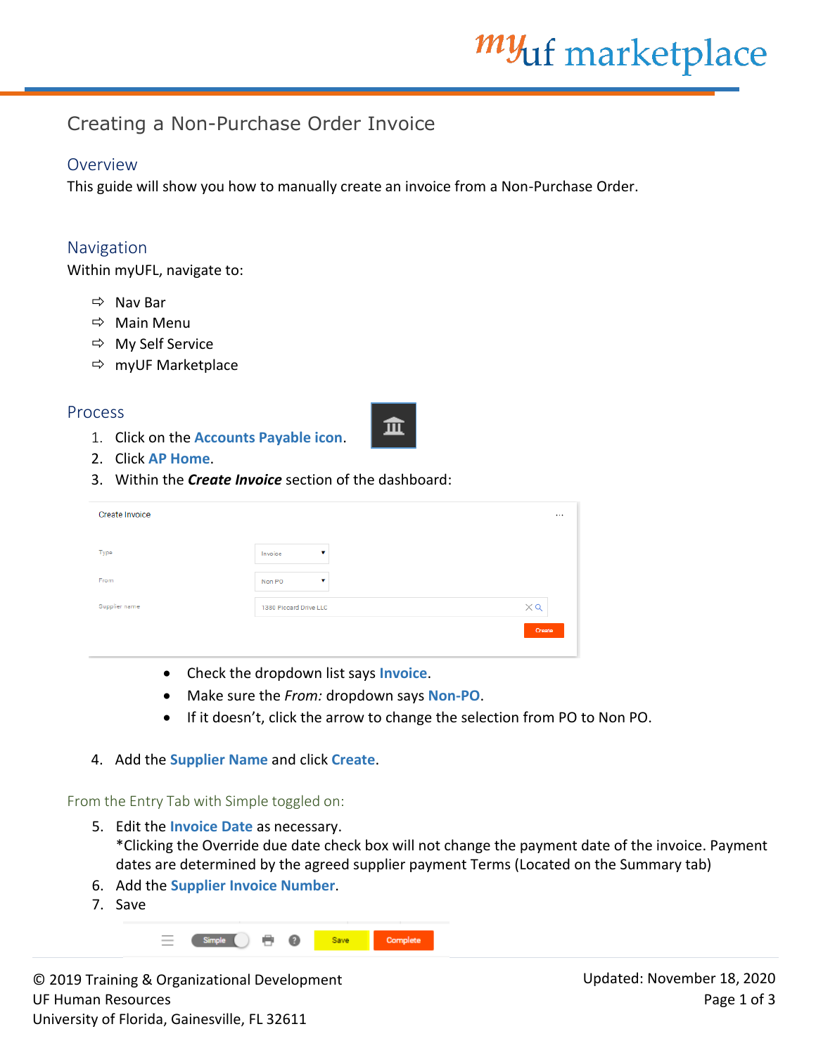# Creating a Non-Purchase Order Invoice

## Overview

This guide will show you how to manually create an invoice from a Non-Purchase Order.

## Navigation

Within myUFL, navigate to:

- Nav Bar
- Main Menu
- My Self Service
- myUF Marketplace

## Process

1. Click on the **Accounts Payable icon**.
2. Click **AP Home**.
3. Within the ***Create Invoice*** section of the dashboard:
   - Check the dropdown list says **Invoice**.
   - Make sure the *From:* dropdown says **Non-PO**.
   - If it doesn't, click the arrow to change the selection from PO to Non PO.
4. Add the **Supplier Name** and click **Create**.

### From the Entry Tab with Simple toggled on:

5. Edit the **Invoice Date** as necessary.
   *Clicking the Override due date check box will not change the payment date of the invoice. Payment dates are determined by the agreed supplier payment Terms (Located on the Summary tab)
6. Add the **Supplier Invoice Number**.
7. Save

© 2019 Training & Organizational Development
UF Human Resources
University of Florida, Gainesville, FL 32611

Updated: November 18, 2020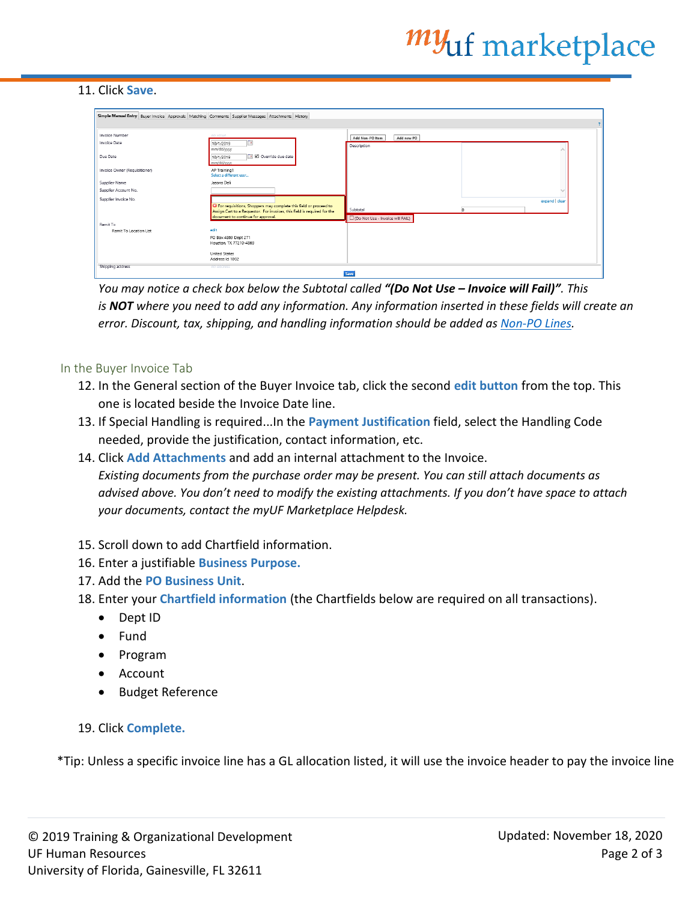11. Click **Save**.

*You may notice a check box below the Subtotal called **"(Do Not Use – Invoice will Fail)"**. This is **NOT** where you need to add any information. Any information inserted in these fields will create an error. Discount, tax, shipping, and handling information should be added as [Non-PO Lines](#).*

## In the Buyer Invoice Tab

12. In the General section of the Buyer Invoice tab, click the second **edit button** from the top. This one is located beside the Invoice Date line.
13. If Special Handling is required...In the **Payment Justification** field, select the Handling Code needed, provide the justification, contact information, etc.
14. Click **Add Attachments** and add an internal attachment to the Invoice.
    *Existing documents from the purchase order may be present. You can still attach documents as advised above. You don't need to modify the existing attachments. If you don't have space to attach your documents, contact the myUF Marketplace Helpdesk.*
15. Scroll down to add Chartfield information.
16. Enter a justifiable **Business Purpose.**
17. Add the **PO Business Unit**.
18. Enter your **Chartfield information** (the Chartfields below are required on all transactions).
    - Dept ID
    - Fund
    - Program
    - Account
    - Budget Reference
19. Click **Complete.**

*Tip: Unless a specific invoice line has a GL allocation listed, it will use the invoice header to pay the invoice line

© 2019 Training & Organizational Development
UF Human Resources
University of Florida, Gainesville, FL 32611

Updated: November 18, 2020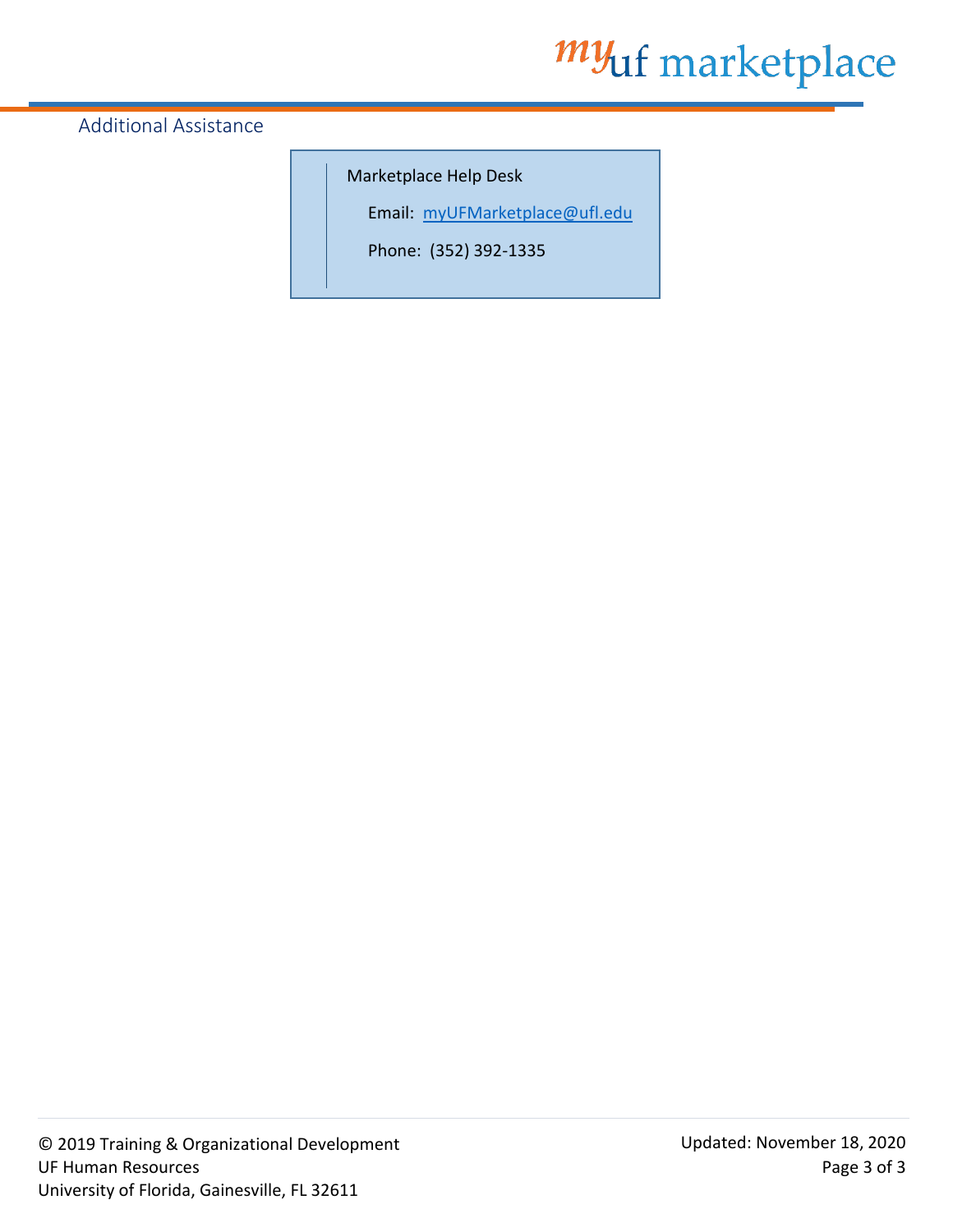## Additional Assistance

> Marketplace Help Desk
>
> Email: [myUFMarketplace@ufl.edu](mailto:myUFMarketplace@ufl.edu)
>
> Phone: (352) 392-1335

© 2019 Training & Organizational Development
UF Human Resources
University of Florida, Gainesville, FL 32611

Updated: November 18, 2020